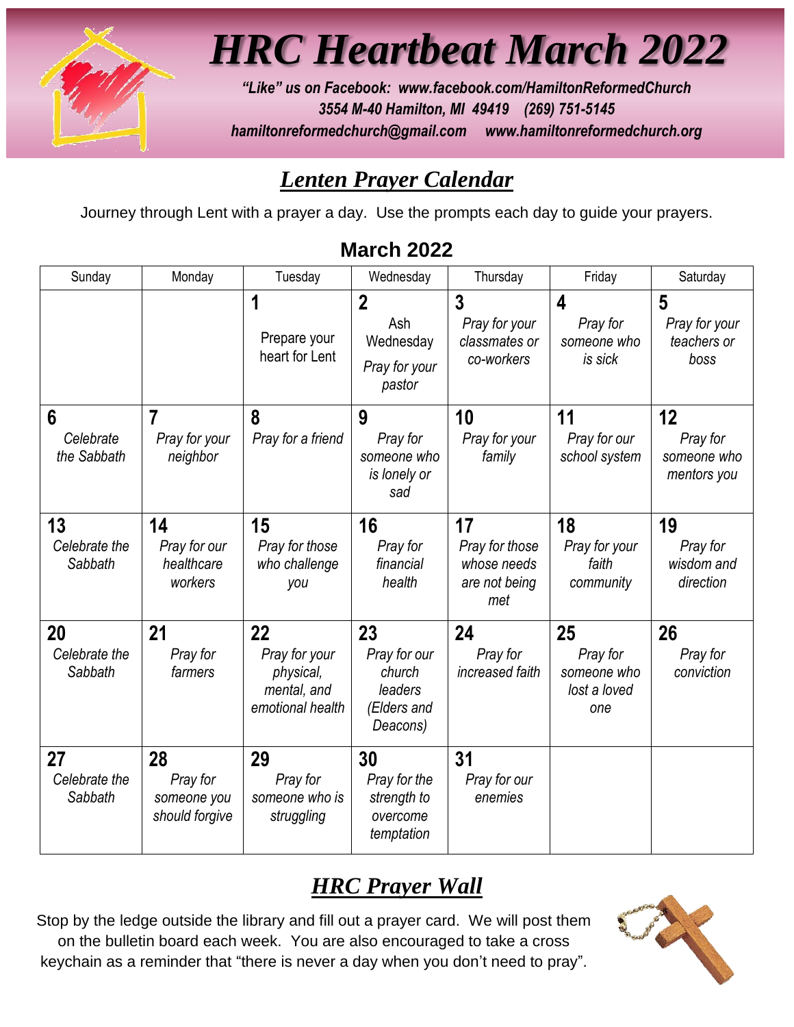# *HRC Heartbeat March 2022*

***"Like" us on Facebook: www.facebook.com/HamiltonReformedChurch***
***3554 M-40 Hamilton, MI 49419 (269) 751-5145***
***hamiltonreformedchurch@gmail.com www.hamiltonreformedchurch.org***

## *Lenten Prayer Calendar*

Journey through Lent with a prayer a day. Use the prompts each day to guide your prayers.

### March 2022

| Sunday | Monday | Tuesday | Wednesday | Thursday | Friday | Saturday |
|---|---|---|---|---|---|---|
| | | **1** Prepare your heart for Lent | **2** Ash Wednesday *Pray for your pastor* | **3** *Pray for your classmates or co-workers* | **4** *Pray for someone who is sick* | **5** *Pray for your teachers or boss* |
| **6** *Celebrate the Sabbath* | **7** *Pray for your neighbor* | **8** *Pray for a friend* | **9** *Pray for someone who is lonely or sad* | **10** *Pray for your family* | **11** *Pray for our school system* | **12** *Pray for someone who mentors you* |
| **13** *Celebrate the Sabbath* | **14** *Pray for our healthcare workers* | **15** *Pray for those who challenge you* | **16** *Pray for financial health* | **17** *Pray for those whose needs are not being met* | **18** *Pray for your faith community* | **19** *Pray for wisdom and direction* |
| **20** *Celebrate the Sabbath* | **21** *Pray for farmers* | **22** *Pray for your physical, mental, and emotional health* | **23** *Pray for our church leaders (Elders and Deacons)* | **24** *Pray for increased faith* | **25** *Pray for someone who lost a loved one* | **26** *Pray for conviction* |
| **27** *Celebrate the Sabbath* | **28** *Pray for someone you should forgive* | **29** *Pray for someone who is struggling* | **30** *Pray for the strength to overcome temptation* | **31** *Pray for our enemies* | | |

## *HRC Prayer Wall*

Stop by the ledge outside the library and fill out a prayer card. We will post them on the bulletin board each week. You are also encouraged to take a cross keychain as a reminder that "there is never a day when you don't need to pray".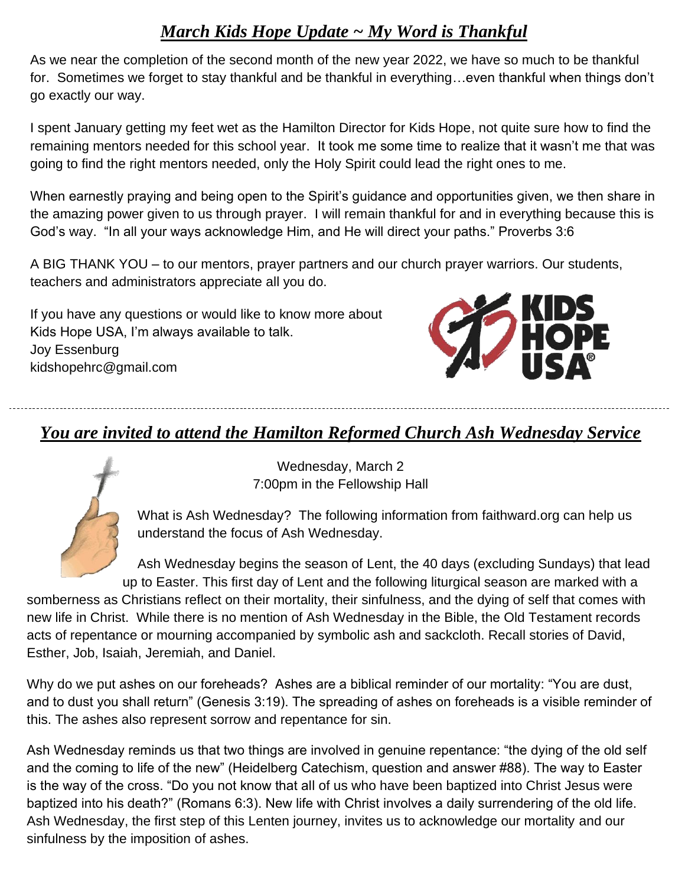## *March Kids Hope Update ~ My Word is Thankful*

As we near the completion of the second month of the new year 2022, we have so much to be thankful for. Sometimes we forget to stay thankful and be thankful in everything…even thankful when things don't go exactly our way.

I spent January getting my feet wet as the Hamilton Director for Kids Hope, not quite sure how to find the remaining mentors needed for this school year. It took me some time to realize that it wasn't me that was going to find the right mentors needed, only the Holy Spirit could lead the right ones to me.

When earnestly praying and being open to the Spirit's guidance and opportunities given, we then share in the amazing power given to us through prayer. I will remain thankful for and in everything because this is God's way. "In all your ways acknowledge Him, and He will direct your paths." Proverbs 3:6

A BIG THANK YOU – to our mentors, prayer partners and our church prayer warriors. Our students, teachers and administrators appreciate all you do.

If you have any questions or would like to know more about Kids Hope USA, I'm always available to talk.
Joy Essenburg
kidshopehrc@gmail.com

---

## *You are invited to attend the Hamilton Reformed Church Ash Wednesday Service*

Wednesday, March 2
7:00pm in the Fellowship Hall

What is Ash Wednesday? The following information from faithward.org can help us understand the focus of Ash Wednesday.

Ash Wednesday begins the season of Lent, the 40 days (excluding Sundays) that lead up to Easter. This first day of Lent and the following liturgical season are marked with a somberness as Christians reflect on their mortality, their sinfulness, and the dying of self that comes with new life in Christ. While there is no mention of Ash Wednesday in the Bible, the Old Testament records acts of repentance or mourning accompanied by symbolic ash and sackcloth. Recall stories of David, Esther, Job, Isaiah, Jeremiah, and Daniel.

Why do we put ashes on our foreheads? Ashes are a biblical reminder of our mortality: "You are dust, and to dust you shall return" (Genesis 3:19). The spreading of ashes on foreheads is a visible reminder of this. The ashes also represent sorrow and repentance for sin.

Ash Wednesday reminds us that two things are involved in genuine repentance: "the dying of the old self and the coming to life of the new" (Heidelberg Catechism, question and answer #88). The way to Easter is the way of the cross. "Do you not know that all of us who have been baptized into Christ Jesus were baptized into his death?" (Romans 6:3). New life with Christ involves a daily surrendering of the old life. Ash Wednesday, the first step of this Lenten journey, invites us to acknowledge our mortality and our sinfulness by the imposition of ashes.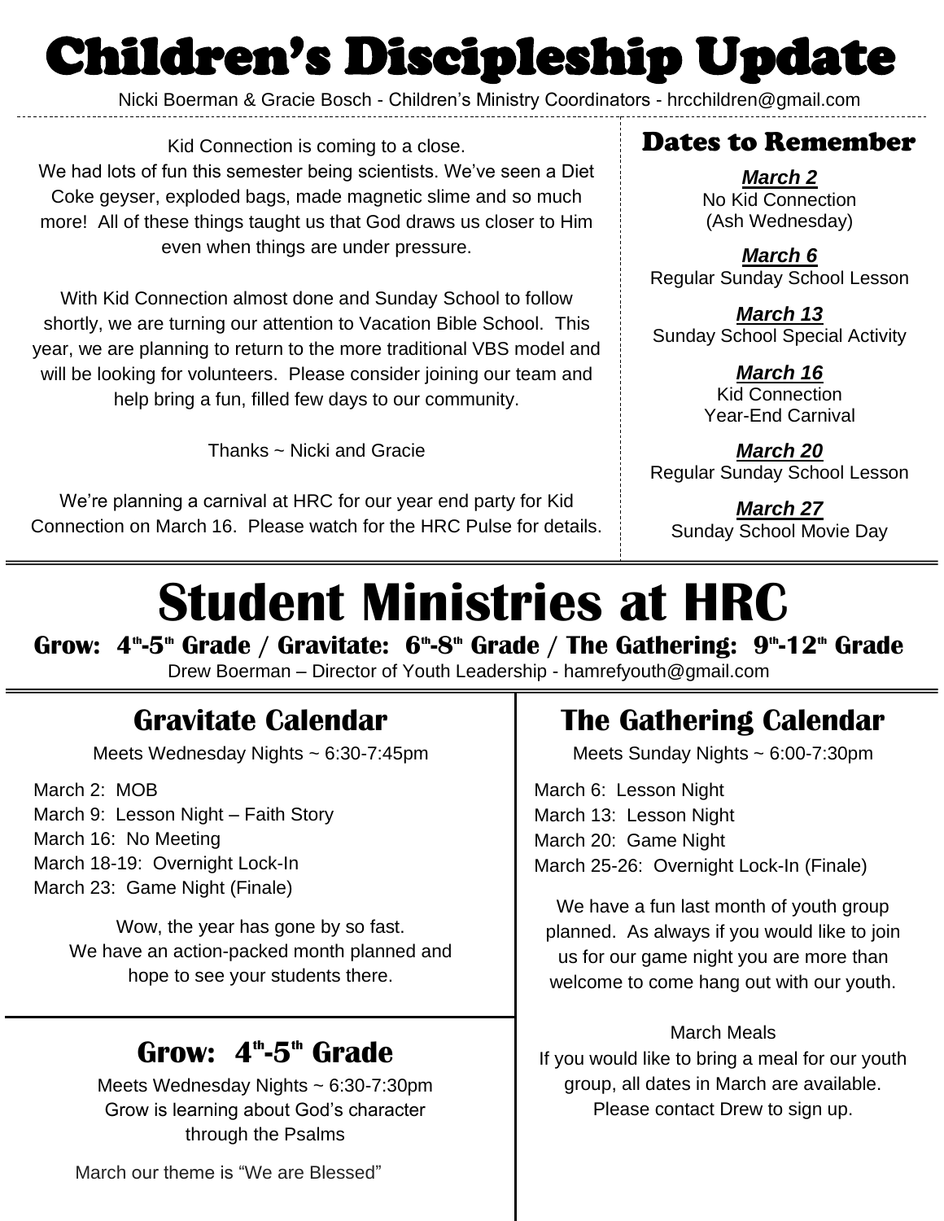# Children's Discipleship Update

Nicki Boerman & Gracie Bosch - Children's Ministry Coordinators - hrcchildren@gmail.com

Kid Connection is coming to a close.
We had lots of fun this semester being scientists. We've seen a Diet Coke geyser, exploded bags, made magnetic slime and so much more! All of these things taught us that God draws us closer to Him even when things are under pressure.

With Kid Connection almost done and Sunday School to follow shortly, we are turning our attention to Vacation Bible School. This year, we are planning to return to the more traditional VBS model and will be looking for volunteers. Please consider joining our team and help bring a fun, filled few days to our community.

Thanks ~ Nicki and Gracie

We're planning a carnival at HRC for our year end party for Kid Connection on March 16. Please watch for the HRC Pulse for details.

### Dates to Remember

***March 2***
No Kid Connection
(Ash Wednesday)

***March 6***
Regular Sunday School Lesson

***March 13***
Sunday School Special Activity

***March 16***
Kid Connection
Year-End Carnival

***March 20***
Regular Sunday School Lesson

***March 27***
Sunday School Movie Day

# Student Ministries at HRC

**Grow: 4th-5th Grade / Gravitate: 6th-8th Grade / The Gathering: 9th-12th Grade**

Drew Boerman – Director of Youth Leadership - hamrefyouth@gmail.com

## Gravitate Calendar

Meets Wednesday Nights ~ 6:30-7:45pm

March 2: MOB
March 9: Lesson Night – Faith Story
March 16: No Meeting
March 18-19: Overnight Lock-In
March 23: Game Night (Finale)

Wow, the year has gone by so fast.
We have an action-packed month planned and hope to see your students there.

## Grow: 4th-5th Grade

Meets Wednesday Nights ~ 6:30-7:30pm
Grow is learning about God's character through the Psalms

March our theme is "We are Blessed"

## The Gathering Calendar

Meets Sunday Nights ~ 6:00-7:30pm

March 6: Lesson Night
March 13: Lesson Night
March 20: Game Night
March 25-26: Overnight Lock-In (Finale)

We have a fun last month of youth group planned. As always if you would like to join us for our game night you are more than welcome to come hang out with our youth.

March Meals
If you would like to bring a meal for our youth group, all dates in March are available. Please contact Drew to sign up.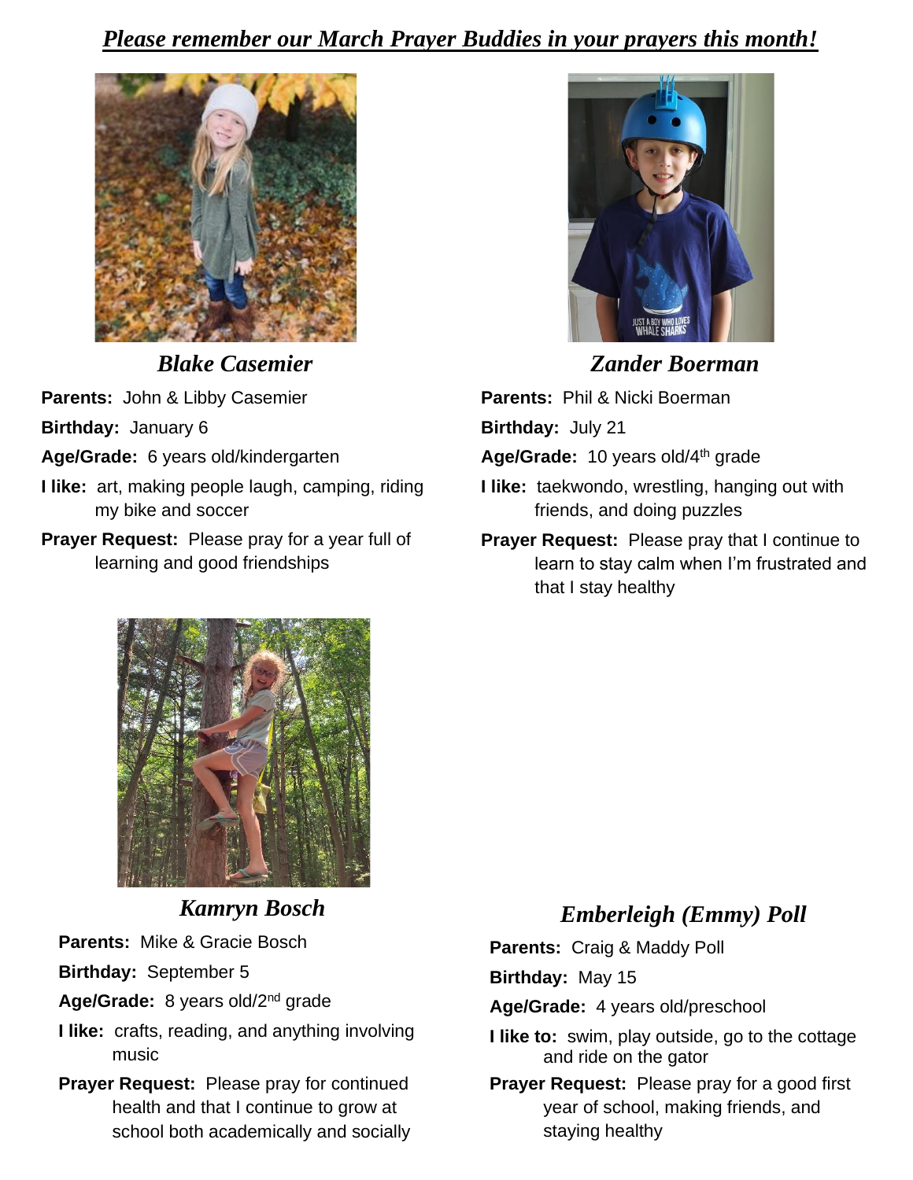***Please remember our March Prayer Buddies in your prayers this month!***

## *Blake Casemier*

**Parents:** John & Libby Casemier

**Birthday:** January 6

**Age/Grade:** 6 years old/kindergarten

**I like:** art, making people laugh, camping, riding my bike and soccer

**Prayer Request:** Please pray for a year full of learning and good friendships

## *Zander Boerman*

**Parents:** Phil & Nicki Boerman

**Birthday:** July 21

**Age/Grade:** 10 years old/4th grade

**I like:** taekwondo, wrestling, hanging out with friends, and doing puzzles

**Prayer Request:** Please pray that I continue to learn to stay calm when I'm frustrated and that I stay healthy

## *Kamryn Bosch*

**Parents:** Mike & Gracie Bosch

**Birthday:** September 5

**Age/Grade:** 8 years old/2nd grade

**I like:** crafts, reading, and anything involving music

**Prayer Request:** Please pray for continued health and that I continue to grow at school both academically and socially

## *Emberleigh (Emmy) Poll*

**Parents:** Craig & Maddy Poll

**Birthday:** May 15

**Age/Grade:** 4 years old/preschool

**I like to:** swim, play outside, go to the cottage and ride on the gator

**Prayer Request:** Please pray for a good first year of school, making friends, and staying healthy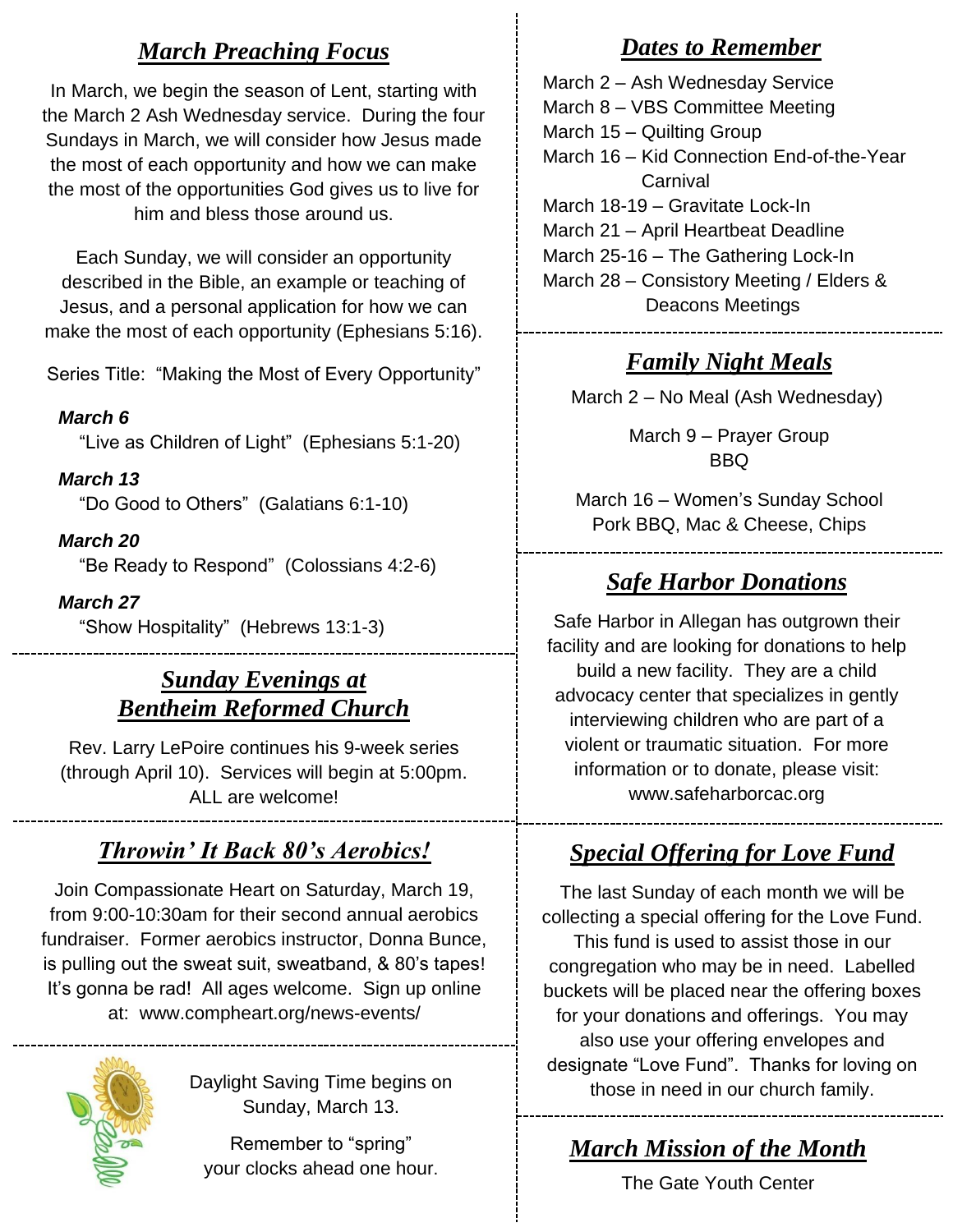## *March Preaching Focus*

In March, we begin the season of Lent, starting with the March 2 Ash Wednesday service. During the four Sundays in March, we will consider how Jesus made the most of each opportunity and how we can make the most of the opportunities God gives us to live for him and bless those around us.

Each Sunday, we will consider an opportunity described in the Bible, an example or teaching of Jesus, and a personal application for how we can make the most of each opportunity (Ephesians 5:16).

Series Title: "Making the Most of Every Opportunity"

***March 6***
"Live as Children of Light" (Ephesians 5:1-20)

***March 13***
"Do Good to Others" (Galatians 6:1-10)

***March 20***
"Be Ready to Respond" (Colossians 4:2-6)

***March 27***
"Show Hospitality" (Hebrews 13:1-3)

## *Sunday Evenings at Bentheim Reformed Church*

Rev. Larry LePoire continues his 9-week series (through April 10). Services will begin at 5:00pm. ALL are welcome!

## *Throwin' It Back 80's Aerobics!*

Join Compassionate Heart on Saturday, March 19, from 9:00-10:30am for their second annual aerobics fundraiser. Former aerobics instructor, Donna Bunce, is pulling out the sweat suit, sweatband, & 80's tapes! It's gonna be rad! All ages welcome. Sign up online at: www.compheart.org/news-events/

Daylight Saving Time begins on Sunday, March 13.

Remember to "spring" your clocks ahead one hour.

## *Dates to Remember*

March 2 – Ash Wednesday Service
March 8 – VBS Committee Meeting
March 15 – Quilting Group
March 16 – Kid Connection End-of-the-Year Carnival
March 18-19 – Gravitate Lock-In
March 21 – April Heartbeat Deadline
March 25-16 – The Gathering Lock-In
March 28 – Consistory Meeting / Elders & Deacons Meetings

## *Family Night Meals*

March 2 – No Meal (Ash Wednesday)

March 9 – Prayer Group
BBQ

March 16 – Women's Sunday School
Pork BBQ, Mac & Cheese, Chips

## *Safe Harbor Donations*

Safe Harbor in Allegan has outgrown their facility and are looking for donations to help build a new facility. They are a child advocacy center that specializes in gently interviewing children who are part of a violent or traumatic situation. For more information or to donate, please visit: www.safeharborcac.org

## *Special Offering for Love Fund*

The last Sunday of each month we will be collecting a special offering for the Love Fund. This fund is used to assist those in our congregation who may be in need. Labelled buckets will be placed near the offering boxes for your donations and offerings. You may also use your offering envelopes and designate "Love Fund". Thanks for loving on those in need in our church family.

## *March Mission of the Month*

The Gate Youth Center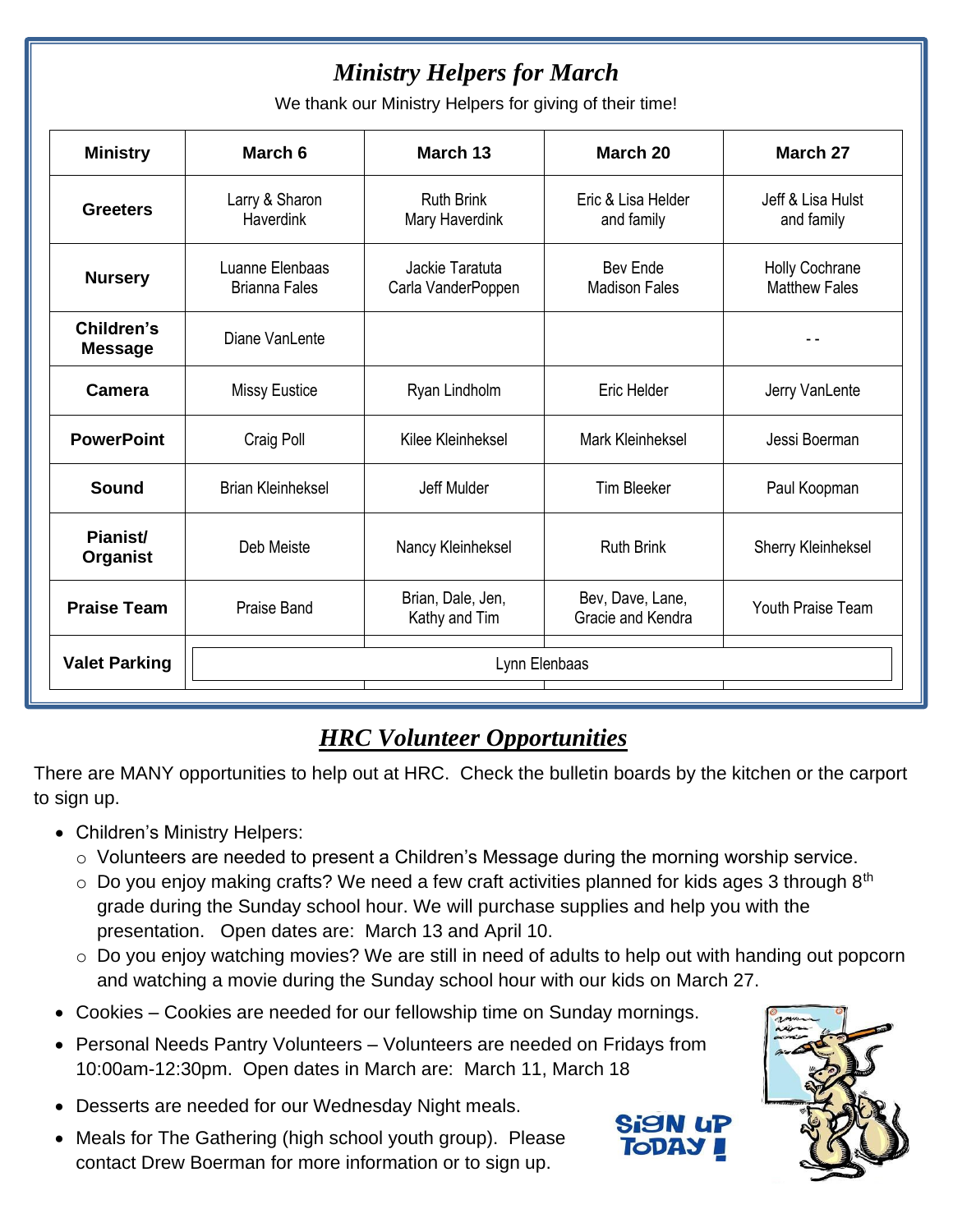## *Ministry Helpers for March*

We thank our Ministry Helpers for giving of their time!

| Ministry | March 6 | March 13 | March 20 | March 27 |
|---|---|---|---|---|
| **Greeters** | Larry & Sharon Haverdink | Ruth Brink Mary Haverdink | Eric & Lisa Helder and family | Jeff & Lisa Hulst and family |
| **Nursery** | Luanne Elenbaas Brianna Fales | Jackie Taratuta Carla VanderPoppen | Bev Ende Madison Fales | Holly Cochrane Matthew Fales |
| **Children's Message** | Diane VanLente | | | - - |
| **Camera** | Missy Eustice | Ryan Lindholm | Eric Helder | Jerry VanLente |
| **PowerPoint** | Craig Poll | Kilee Kleinheksel | Mark Kleinheksel | Jessi Boerman |
| **Sound** | Brian Kleinheksel | Jeff Mulder | Tim Bleeker | Paul Koopman |
| **Pianist/ Organist** | Deb Meiste | Nancy Kleinheksel | Ruth Brink | Sherry Kleinheksel |
| **Praise Team** | Praise Band | Brian, Dale, Jen, Kathy and Tim | Bev, Dave, Lane, Gracie and Kendra | Youth Praise Team |
| **Valet Parking** | Lynn Elenbaas | | | |

## ***HRC Volunteer Opportunities***

There are MANY opportunities to help out at HRC. Check the bulletin boards by the kitchen or the carport to sign up.

- Children's Ministry Helpers:
  - Volunteers are needed to present a Children's Message during the morning worship service.
  - Do you enjoy making crafts? We need a few craft activities planned for kids ages 3 through 8th grade during the Sunday school hour. We will purchase supplies and help you with the presentation. Open dates are: March 13 and April 10.
  - Do you enjoy watching movies? We are still in need of adults to help out with handing out popcorn and watching a movie during the Sunday school hour with our kids on March 27.
- Cookies – Cookies are needed for our fellowship time on Sunday mornings.
- Personal Needs Pantry Volunteers – Volunteers are needed on Fridays from 10:00am-12:30pm. Open dates in March are: March 11, March 18
- Desserts are needed for our Wednesday Night meals.
- Meals for The Gathering (high school youth group). Please contact Drew Boerman for more information or to sign up.

SIGN UP TODAY!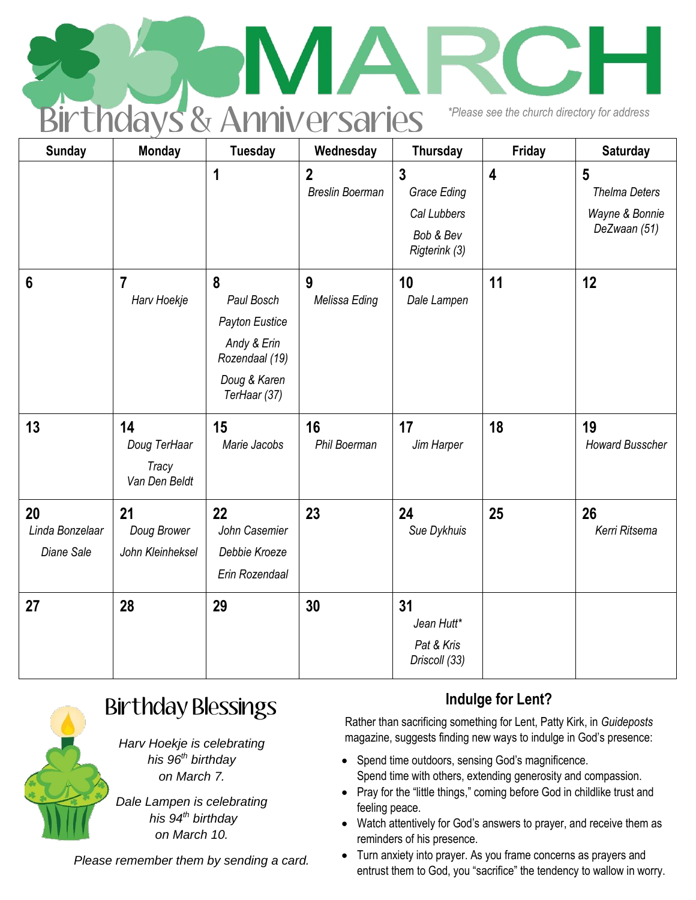# MARCH

## Birthdays & Anniversaries

*\*Please see the church directory for address*

| Sunday | Monday | Tuesday | Wednesday | Thursday | Friday | Saturday |
|---|---|---|---|---|---|---|
| | | **1** | **2** *Breslin Boerman* | **3** *Grace Eding* *Cal Lubbers* *Bob & Bev Rigterink (3)* | **4** | **5** *Thelma Deters* *Wayne & Bonnie DeZwaan (51)* |
| **6** | **7** *Harv Hoekje* | **8** *Paul Bosch* *Payton Eustice* *Andy & Erin Rozendaal (19)* *Doug & Karen TerHaar (37)* | **9** *Melissa Eding* | **10** *Dale Lampen* | **11** | **12** |
| **13** | **14** *Doug TerHaar* *Tracy Van Den Beldt* | **15** *Marie Jacobs* | **16** *Phil Boerman* | **17** *Jim Harper* | **18** | **19** *Howard Busscher* |
| **20** *Linda Bonzelaar* *Diane Sale* | **21** *Doug Brower* *John Kleinheksel* | **22** *John Casemier* *Debbie Kroeze* *Erin Rozendaal* | **23** | **24** *Sue Dykhuis* | **25** | **26** *Kerri Ritsema* |
| **27** | **28** | **29** | **30** | **31** *Jean Hutt\** *Pat & Kris Driscoll (33)* | | |

## Birthday Blessings

*Harv Hoekje is celebrating his 96th birthday on March 7.*

*Dale Lampen is celebrating his 94th birthday on March 10.*

*Please remember them by sending a card.*

## Indulge for Lent?

Rather than sacrificing something for Lent, Patty Kirk, in *Guideposts* magazine, suggests finding new ways to indulge in God's presence:

- Spend time outdoors, sensing God's magnificence. Spend time with others, extending generosity and compassion.
- Pray for the "little things," coming before God in childlike trust and feeling peace.
- Watch attentively for God's answers to prayer, and receive them as reminders of his presence.
- Turn anxiety into prayer. As you frame concerns as prayers and entrust them to God, you "sacrifice" the tendency to wallow in worry.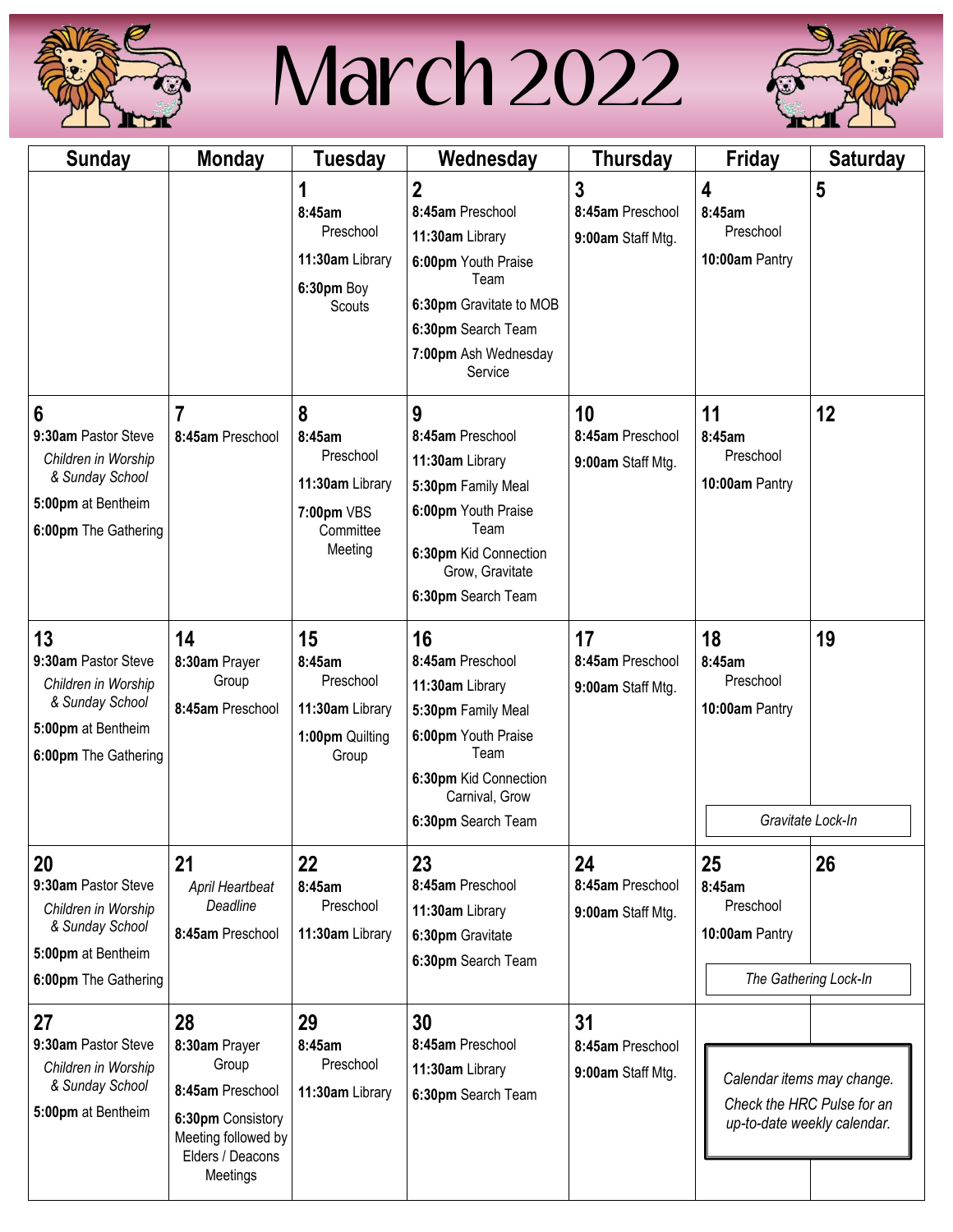# March 2022

| Sunday | Monday | Tuesday | Wednesday | Thursday | Friday | Saturday |
|---|---|---|---|---|---|---|
| | | **1**<br>**8:45am** Preschool<br>**11:30am** Library<br>**6:30pm** Boy Scouts | **2**<br>**8:45am** Preschool<br>**11:30am** Library<br>**6:00pm** Youth Praise Team<br>**6:30pm** Gravitate to MOB<br>**6:30pm** Search Team<br>**7:00pm** Ash Wednesday Service | **3**<br>**8:45am** Preschool<br>**9:00am** Staff Mtg. | **4**<br>**8:45am** Preschool<br>**10:00am** Pantry | **5** |
| **6**<br>**9:30am** Pastor Steve<br>*Children in Worship & Sunday School*<br>**5:00pm** at Bentheim<br>**6:00pm** The Gathering | **7**<br>**8:45am** Preschool | **8**<br>**8:45am** Preschool<br>**11:30am** Library<br>**7:00pm** VBS Committee Meeting | **9**<br>**8:45am** Preschool<br>**11:30am** Library<br>**5:30pm** Family Meal<br>**6:00pm** Youth Praise Team<br>**6:30pm** Kid Connection Grow, Gravitate<br>**6:30pm** Search Team | **10**<br>**8:45am** Preschool<br>**9:00am** Staff Mtg. | **11**<br>**8:45am** Preschool<br>**10:00am** Pantry | **12** |
| **13**<br>**9:30am** Pastor Steve<br>*Children in Worship & Sunday School*<br>**5:00pm** at Bentheim<br>**6:00pm** The Gathering | **14**<br>**8:30am** Prayer Group<br>**8:45am** Preschool | **15**<br>**8:45am** Preschool<br>**11:30am** Library<br>**1:00pm** Quilting Group | **16**<br>**8:45am** Preschool<br>**11:30am** Library<br>**5:30pm** Family Meal<br>**6:00pm** Youth Praise Team<br>**6:30pm** Kid Connection Carnival, Grow<br>**6:30pm** Search Team | **17**<br>**8:45am** Preschool<br>**9:00am** Staff Mtg. | **18**<br>**8:45am** Preschool<br>**10:00am** Pantry<br>*Gravitate Lock-In* | **19**<br>*Gravitate Lock-In* |
| **20**<br>**9:30am** Pastor Steve<br>*Children in Worship & Sunday School*<br>**5:00pm** at Bentheim<br>**6:00pm** The Gathering | **21**<br>*April Heartbeat Deadline*<br>**8:45am** Preschool | **22**<br>**8:45am** Preschool<br>**11:30am** Library | **23**<br>**8:45am** Preschool<br>**11:30am** Library<br>**6:30pm** Gravitate<br>**6:30pm** Search Team | **24**<br>**8:45am** Preschool<br>**9:00am** Staff Mtg. | **25**<br>**8:45am** Preschool<br>**10:00am** Pantry<br>*The Gathering Lock-In* | **26**<br>*The Gathering Lock-In* |
| **27**<br>**9:30am** Pastor Steve<br>*Children in Worship & Sunday School*<br>**5:00pm** at Bentheim | **28**<br>**8:30am** Prayer Group<br>**8:45am** Preschool<br>**6:30pm** Consistory Meeting followed by Elders / Deacons Meetings | **29**<br>**8:45am** Preschool<br>**11:30am** Library | **30**<br>**8:45am** Preschool<br>**11:30am** Library<br>**6:30pm** Search Team | **31**<br>**8:45am** Preschool<br>**9:00am** Staff Mtg. | *Calendar items may change. Check the HRC Pulse for an up-to-date weekly calendar.* | |